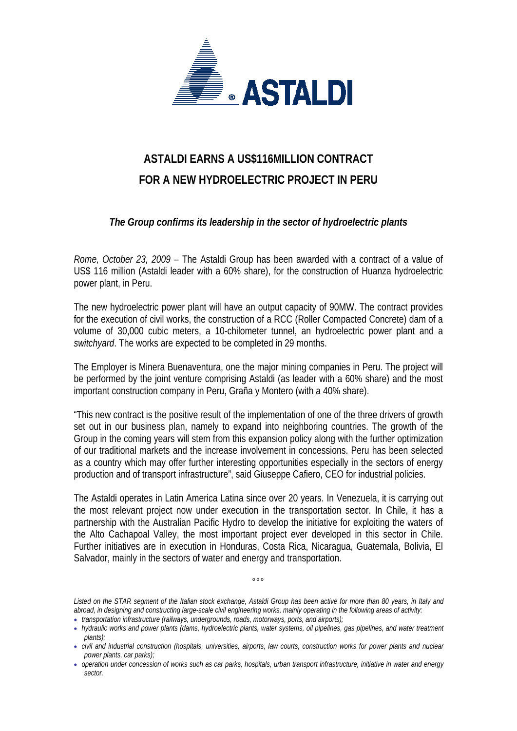ASTALDI

# ASTALDI EARNS A US$116MILLION CONTRACT FOR A NEW HYDROELECTRIC PROJECT IN PERU

### *The Group confirms its leadership in the sector of hydroelectric plants*

*Rome, October 23, 2009* – The Astaldi Group has been awarded with a contract of a value of US$ 116 million (Astaldi leader with a 60% share), for the construction of Huanza hydroelectric power plant, in Peru.

The new hydroelectric power plant will have an output capacity of 90MW. The contract provides for the execution of civil works, the construction of a RCC (Roller Compacted Concrete) dam of a volume of 30,000 cubic meters, a 10-chilometer tunnel, an hydroelectric power plant and a *switchyard*. The works are expected to be completed in 29 months.

The Employer is Minera Buenaventura, one the major mining companies in Peru. The project will be performed by the joint venture comprising Astaldi (as leader with a 60% share) and the most important construction company in Peru, Graña y Montero (with a 40% share).

"This new contract is the positive result of the implementation of one of the three drivers of growth set out in our business plan, namely to expand into neighboring countries. The growth of the Group in the coming years will stem from this expansion policy along with the further optimization of our traditional markets and the increase involvement in concessions. Peru has been selected as a country which may offer further interesting opportunities especially in the sectors of energy production and of transport infrastructure", said Giuseppe Cafiero, CEO for industrial policies.

The Astaldi operates in Latin America Latina since over 20 years. In Venezuela, it is carrying out the most relevant project now under execution in the transportation sector. In Chile, it has a partnership with the Australian Pacific Hydro to develop the initiative for exploiting the waters of the Alto Cachapoal Valley, the most important project ever developed in this sector in Chile. Further initiatives are in execution in Honduras, Costa Rica, Nicaragua, Guatemala, Bolivia, El Salvador, mainly in the sectors of water and energy and transportation.

°°°

*Listed on the STAR segment of the Italian stock exchange, Astaldi Group has been active for more than 80 years, in Italy and abroad, in designing and constructing large-scale civil engineering works, mainly operating in the following areas of activity:*

- *transportation infrastructure (railways, undergrounds, roads, motorways, ports, and airports);*
- *hydraulic works and power plants (dams, hydroelectric plants, water systems, oil pipelines, gas pipelines, and water treatment plants);*
- *civil and industrial construction (hospitals, universities, airports, law courts, construction works for power plants and nuclear power plants, car parks);*
- *operation under concession of works such as car parks, hospitals, urban transport infrastructure, initiative in water and energy sector.*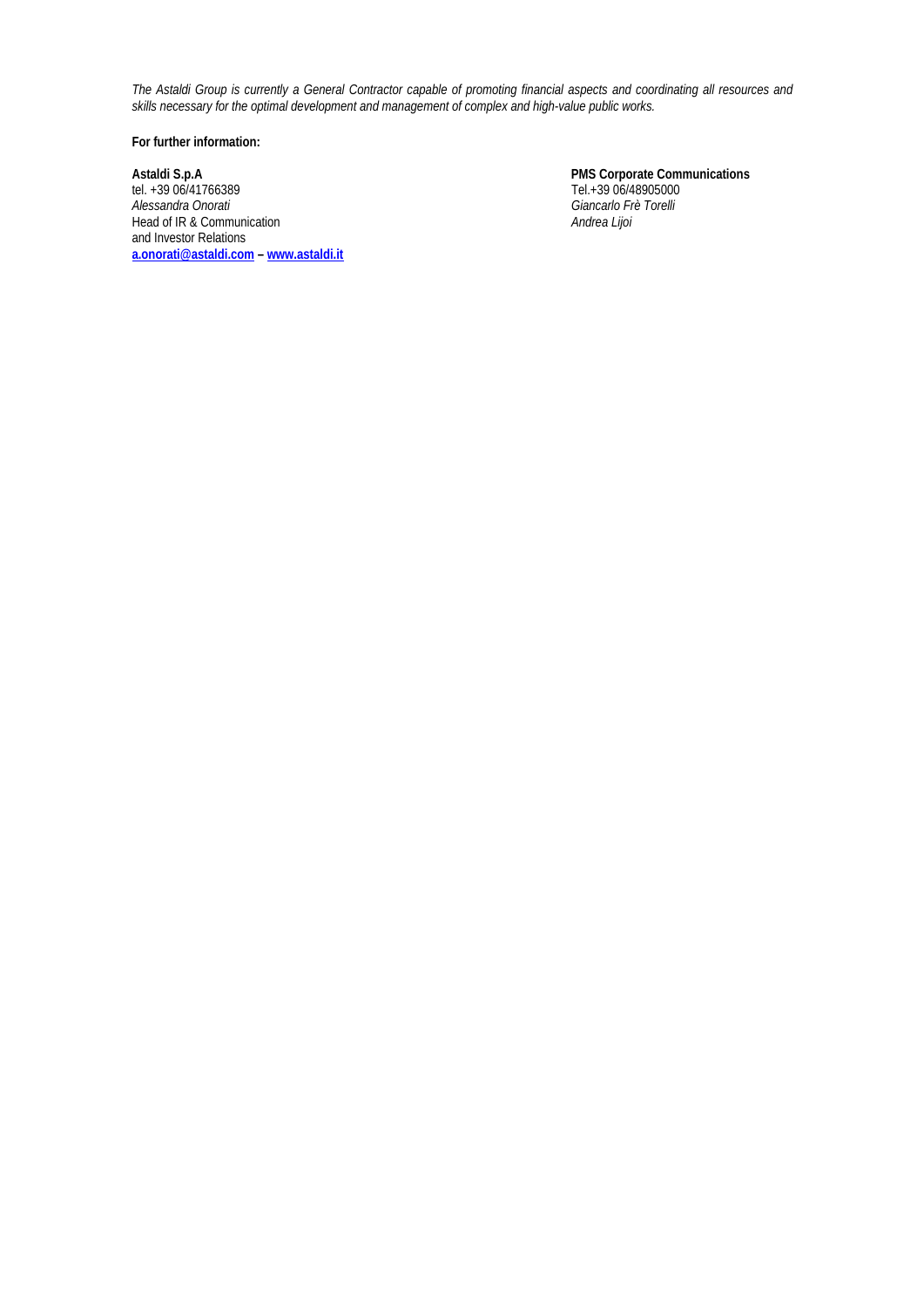*The Astaldi Group is currently a General Contractor capable of promoting financial aspects and coordinating all resources and skills necessary for the optimal development and management of complex and high-value public works.*

**For further information:**

**Astaldi S.p.A**
tel. +39 06/41766389
*Alessandra Onorati*
Head of IR & Communication
and Investor Relations
**a.onorati@astaldi.com – www.astaldi.it**

**PMS Corporate Communications**
Tel.+39 06/48905000
*Giancarlo Frè Torelli*
*Andrea Lijoi*